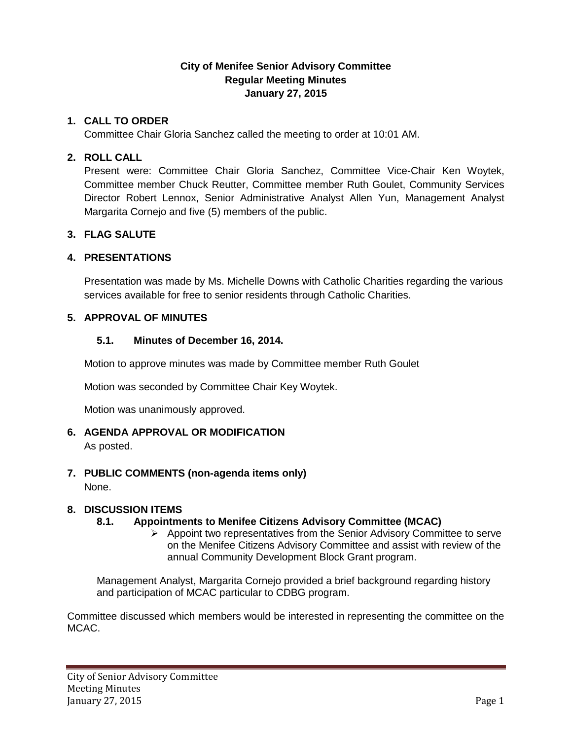# City of Menifee Senior Advisory Committee
## Regular Meeting Minutes
## January 27, 2015

1. **CALL TO ORDER**

   Committee Chair Gloria Sanchez called the meeting to order at 10:01 AM.

2. **ROLL CALL**

   Present were: Committee Chair Gloria Sanchez, Committee Vice-Chair Ken Woytek, Committee member Chuck Reutter, Committee member Ruth Goulet, Community Services Director Robert Lennox, Senior Administrative Analyst Allen Yun, Management Analyst Margarita Cornejo and five (5) members of the public.

3. **FLAG SALUTE**

4. **PRESENTATIONS**

   Presentation was made by Ms. Michelle Downs with Catholic Charities regarding the various services available for free to senior residents through Catholic Charities.

5. **APPROVAL OF MINUTES**

   **5.1. Minutes of December 16, 2014.**

   Motion to approve minutes was made by Committee member Ruth Goulet

   Motion was seconded by Committee Chair Key Woytek.

   Motion was unanimously approved.

6. **AGENDA APPROVAL OR MODIFICATION**

   As posted.

7. **PUBLIC COMMENTS (non-agenda items only)**

   None.

8. **DISCUSSION ITEMS**

   **8.1. Appointments to Menifee Citizens Advisory Committee (MCAC)**

   - Appoint two representatives from the Senior Advisory Committee to serve on the Menifee Citizens Advisory Committee and assist with review of the annual Community Development Block Grant program.

   Management Analyst, Margarita Cornejo provided a brief background regarding history and participation of MCAC particular to CDBG program.

Committee discussed which members would be interested in representing the committee on the MCAC.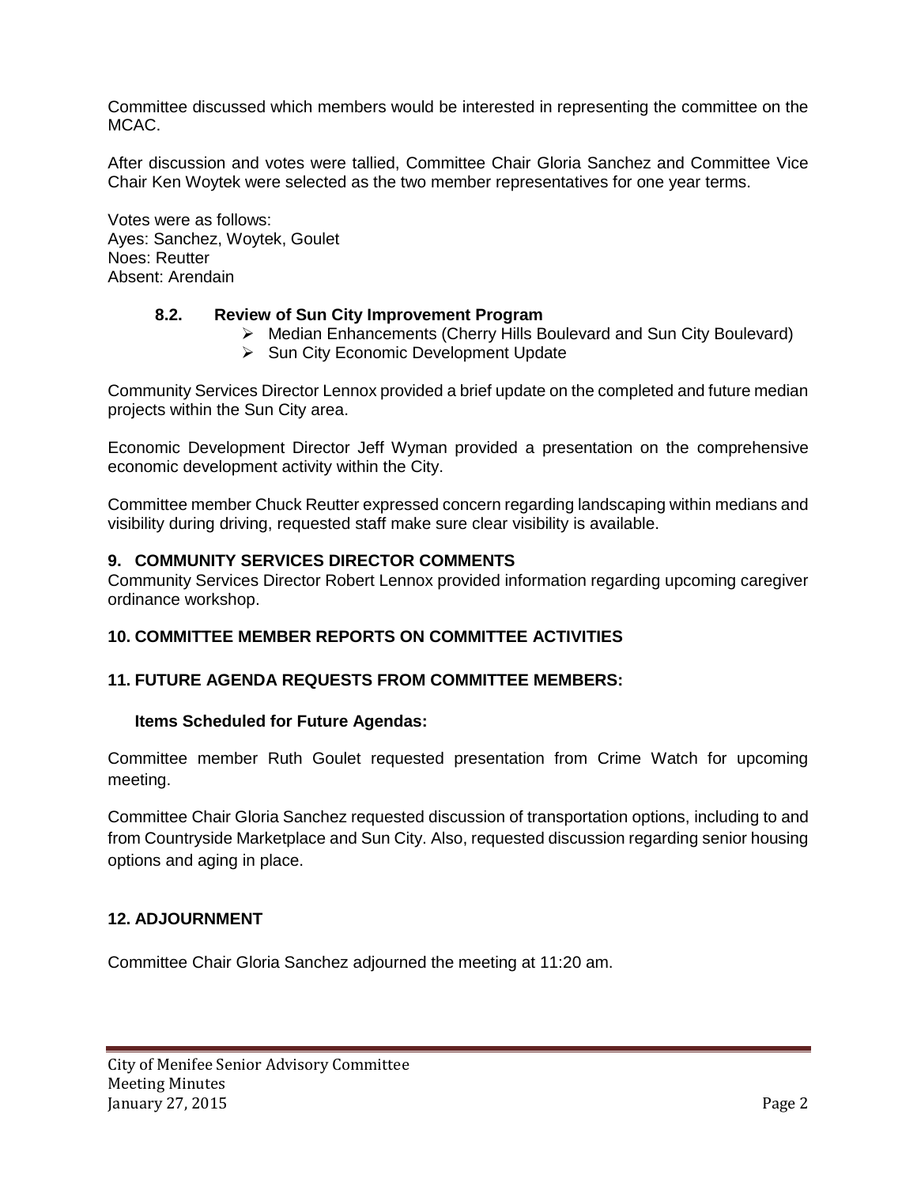Committee discussed which members would be interested in representing the committee on the MCAC.

After discussion and votes were tallied, Committee Chair Gloria Sanchez and Committee Vice Chair Ken Woytek were selected as the two member representatives for one year terms.

Votes were as follows:
Ayes: Sanchez, Woytek, Goulet
Noes: Reutter
Absent: Arendain

### 8.2. Review of Sun City Improvement Program

- Median Enhancements (Cherry Hills Boulevard and Sun City Boulevard)
- Sun City Economic Development Update

Community Services Director Lennox provided a brief update on the completed and future median projects within the Sun City area.

Economic Development Director Jeff Wyman provided a presentation on the comprehensive economic development activity within the City.

Committee member Chuck Reutter expressed concern regarding landscaping within medians and visibility during driving, requested staff make sure clear visibility is available.

## 9. COMMUNITY SERVICES DIRECTOR COMMENTS

Community Services Director Robert Lennox provided information regarding upcoming caregiver ordinance workshop.

## 10. COMMITTEE MEMBER REPORTS ON COMMITTEE ACTIVITIES

## 11. FUTURE AGENDA REQUESTS FROM COMMITTEE MEMBERS:

**Items Scheduled for Future Agendas:**

Committee member Ruth Goulet requested presentation from Crime Watch for upcoming meeting.

Committee Chair Gloria Sanchez requested discussion of transportation options, including to and from Countryside Marketplace and Sun City. Also, requested discussion regarding senior housing options and aging in place.

## 12. ADJOURNMENT

Committee Chair Gloria Sanchez adjourned the meeting at 11:20 am.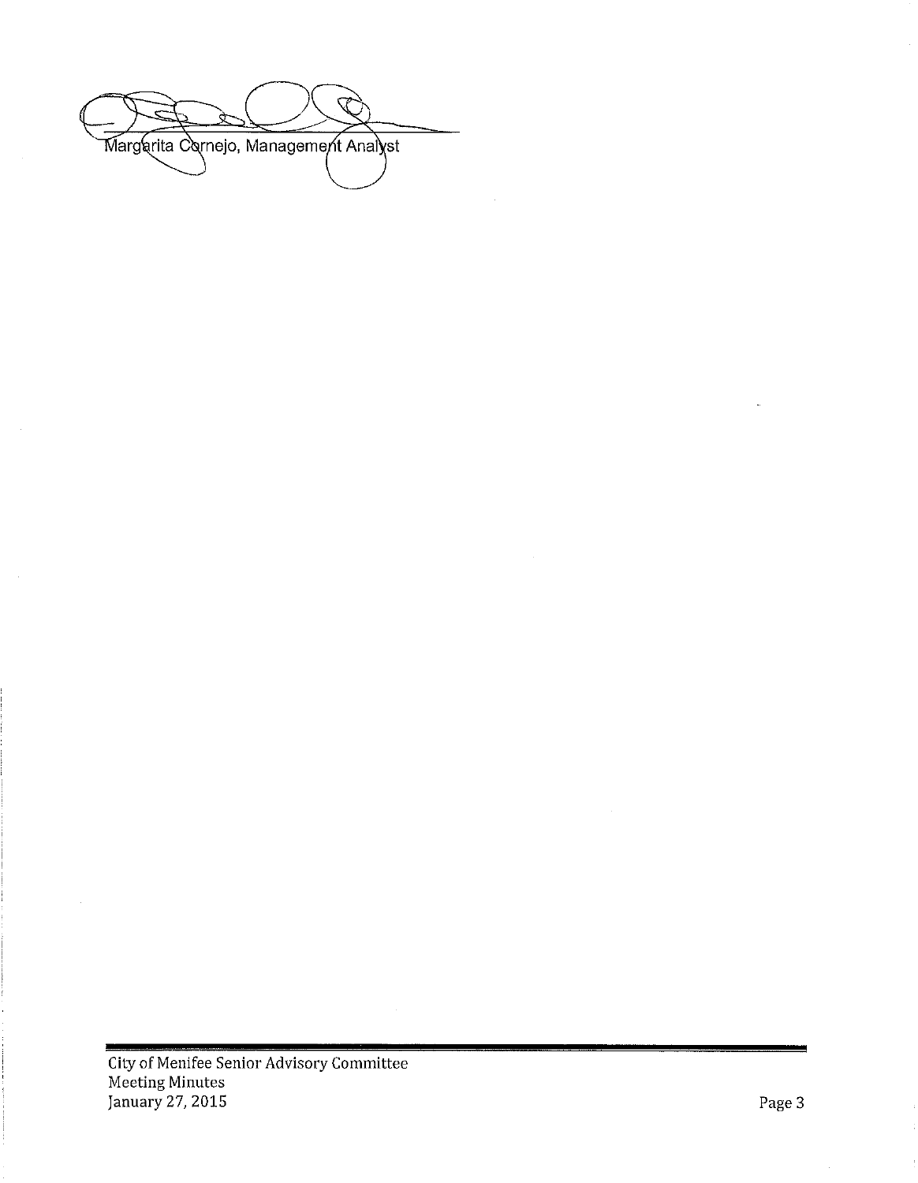Margarita Cornejo, Management Analyst